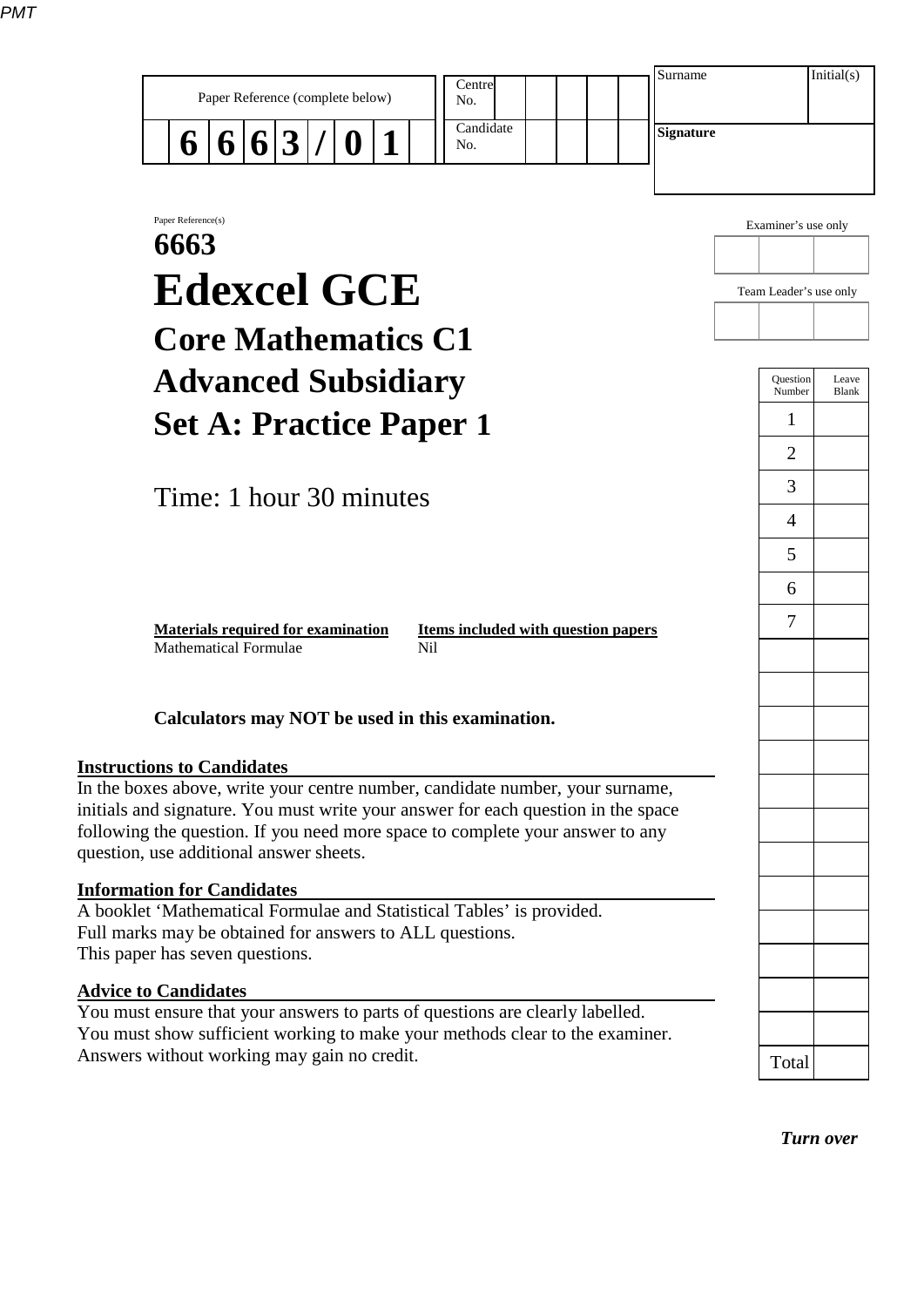| Paper Reference (complete below) | Centre No. | | | | | | Surname | Initial(s) |
| --- | --- | --- | --- | --- | --- | --- | --- | --- |
| 6 6 6 3 / 0 1 | Candidate No. | | | | | | Signature | |

Paper Reference(s)

# 6663

# Edexcel GCE

## Core Mathematics C1

## Advanced Subsidiary

## Set A: Practice Paper 1

Time: 1 hour 30 minutes

Examiner's use only

Team Leader's use only

| Question Number | Leave Blank |
| --- | --- |
| 1 | |
| 2 | |
| 3 | |
| 4 | |
| 5 | |
| 6 | |
| 7 | |
| Total | |

**Materials required for examination**
Mathematical Formulae

**Items included with question papers**
Nil

**Calculators may NOT be used in this examination.**

**Instructions to Candidates**

In the boxes above, write your centre number, candidate number, your surname, initials and signature. You must write your answer for each question in the space following the question. If you need more space to complete your answer to any question, use additional answer sheets.

**Information for Candidates**

A booklet 'Mathematical Formulae and Statistical Tables' is provided.
Full marks may be obtained for answers to ALL questions.
This paper has seven questions.

**Advice to Candidates**

You must ensure that your answers to parts of questions are clearly labelled.
You must show sufficient working to make your methods clear to the examiner.
Answers without working may gain no credit.

***Turn over***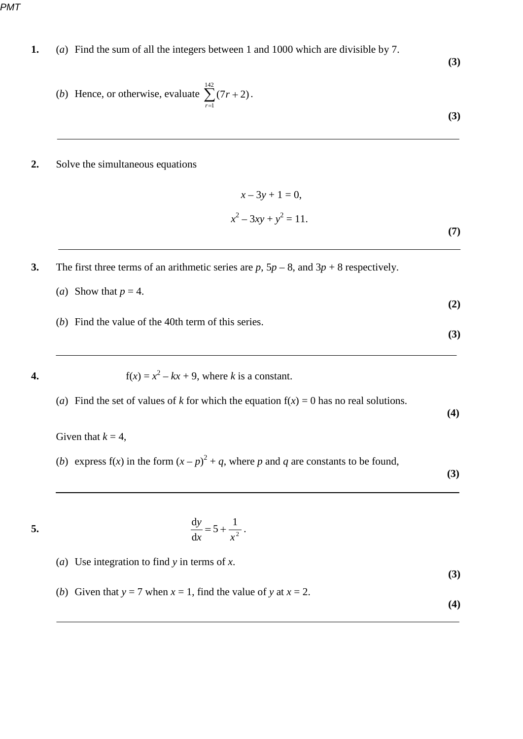**1.** (*a*) Find the sum of all the integers between 1 and 1000 which are divisible by 7.

**(3)**

(*b*) Hence, or otherwise, evaluate $\sum_{r=1}^{142}(7r+2)$.

**(3)**

---

**2.** Solve the simultaneous equations

$$x - 3y + 1 = 0,$$

$$x^2 - 3xy + y^2 = 11.$$

**(7)**

---

**3.** The first three terms of an arithmetic series are $p$, $5p - 8$, and $3p + 8$ respectively.

(*a*) Show that $p = 4$.

**(2)**

(*b*) Find the value of the 40th term of this series.

**(3)**

---

**4.** $\mathrm{f}(x) = x^2 - kx + 9$, where $k$ is a constant.

(*a*) Find the set of values of $k$ for which the equation $\mathrm{f}(x) = 0$ has no real solutions.

**(4)**

Given that $k = 4$,

(*b*) express $\mathrm{f}(x)$ in the form $(x - p)^2 + q$, where $p$ and $q$ are constants to be found,

**(3)**

---

**5.**

$$\frac{\mathrm{d}y}{\mathrm{d}x} = 5 + \frac{1}{x^2}.$$

(*a*) Use integration to find $y$ in terms of $x$.

**(3)**

(*b*) Given that $y = 7$ when $x = 1$, find the value of $y$ at $x = 2$.

**(4)**

---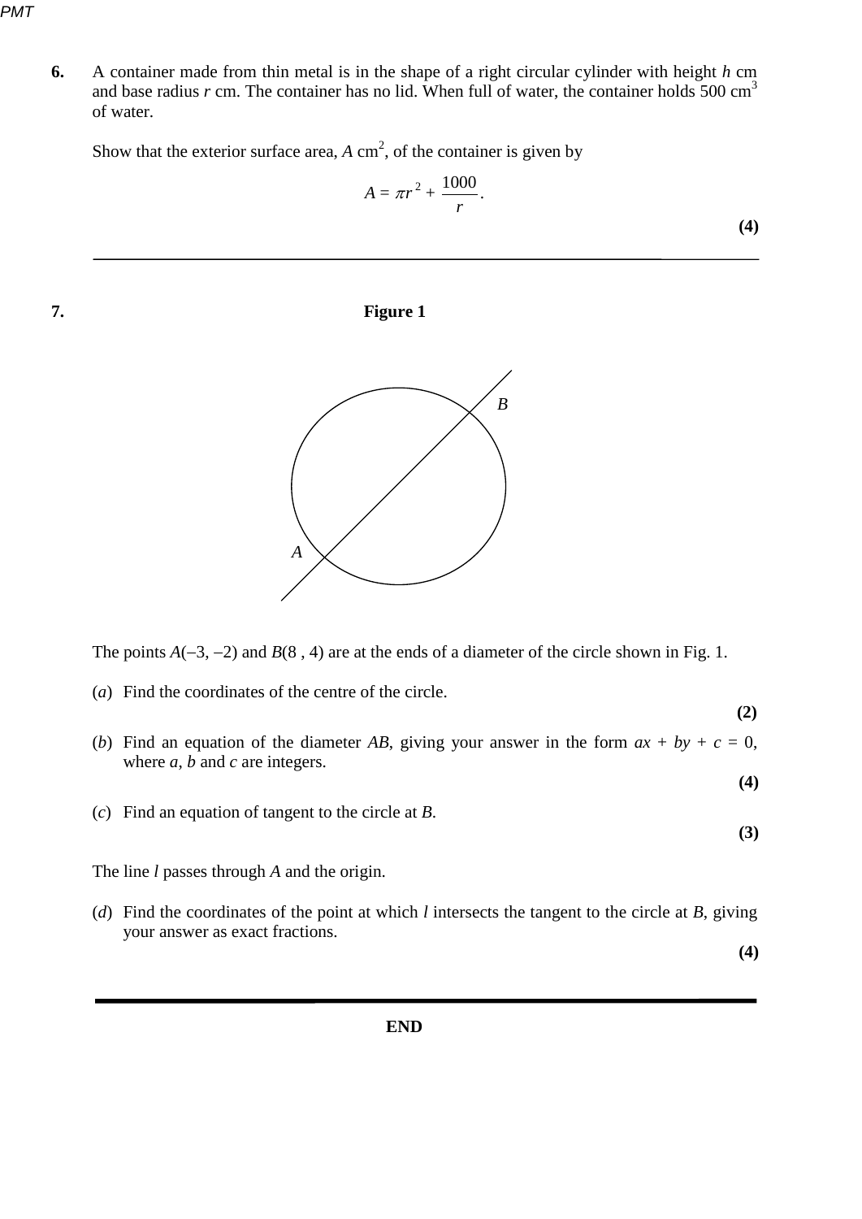**6.** A container made from thin metal is in the shape of a right circular cylinder with height $h$ cm and base radius $r$ cm. The container has no lid. When full of water, the container holds 500 cm$^3$ of water.

Show that the exterior surface area, $A$ cm$^2$, of the container is given by

$$A = \pi r^2 + \frac{1000}{r}.$$

**(4)**

---

**7.** **Figure 1**

B

A

The points $A(-3, -2)$ and $B(8, 4)$ are at the ends of a diameter of the circle shown in Fig. 1.

(*a*) Find the coordinates of the centre of the circle.

**(2)**

(*b*) Find an equation of the diameter $AB$, giving your answer in the form $ax + by + c = 0$, where $a$, $b$ and $c$ are integers.

**(4)**

(*c*) Find an equation of tangent to the circle at $B$.

**(3)**

The line $l$ passes through $A$ and the origin.

(*d*) Find the coordinates of the point at which $l$ intersects the tangent to the circle at $B$, giving your answer as exact fractions.

**(4)**

---

**END**